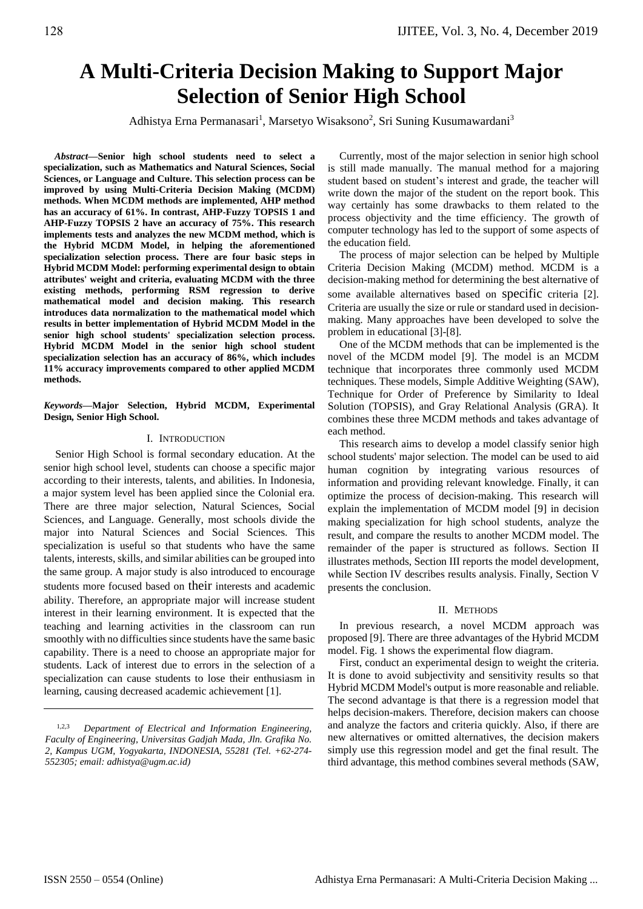# A Multi-Criteria Decision Making to Support Major Selection of Senior High School

Adhistya Erna Permanasari[1], Marsetyo Wisaksono[2], Sri Suning Kusumawardani[3]

***Abstract*—Senior high school students need to select a specialization, such as Mathematics and Natural Sciences, Social Sciences, or Language and Culture. This selection process can be improved by using Multi-Criteria Decision Making (MCDM) methods. When MCDM methods are implemented, AHP method has an accuracy of 61%. In contrast, AHP-Fuzzy TOPSIS 1 and AHP-Fuzzy TOPSIS 2 have an accuracy of 75%. This research implements tests and analyzes the new MCDM method, which is the Hybrid MCDM Model, in helping the aforementioned specialization selection process. There are four basic steps in Hybrid MCDM Model: performing experimental design to obtain attributes' weight and criteria, evaluating MCDM with the three existing methods, performing RSM regression to derive mathematical model and decision making. This research introduces data normalization to the mathematical model which results in better implementation of Hybrid MCDM Model in the senior high school students' specialization selection process. Hybrid MCDM Model in the senior high school student specialization selection has an accuracy of 86%, which includes 11% accuracy improvements compared to other applied MCDM methods.**

***Keywords*—Major Selection, Hybrid MCDM, Experimental Design, Senior High School.**

## I. Introduction

Senior High School is formal secondary education. At the senior high school level, students can choose a specific major according to their interests, talents, and abilities. In Indonesia, a major system level has been applied since the Colonial era. There are three major selection, Natural Sciences, Social Sciences, and Language. Generally, most schools divide the major into Natural Sciences and Social Sciences. This specialization is useful so that students who have the same talents, interests, skills, and similar abilities can be grouped into the same group. A major study is also introduced to encourage students more focused based on their interests and academic ability. Therefore, an appropriate major will increase student interest in their learning environment. It is expected that the teaching and learning activities in the classroom can run smoothly with no difficulties since students have the same basic capability. There is a need to choose an appropriate major for students. Lack of interest due to errors in the selection of a specialization can cause students to lose their enthusiasm in learning, causing decreased academic achievement [1].

[1,2,3] *Department of Electrical and Information Engineering, Faculty of Engineering, Universitas Gadjah Mada, Jln. Grafika No. 2, Kampus UGM, Yogyakarta, INDONESIA, 55281 (Tel. +62-274-552305; email: adhistya@ugm.ac.id)*

Currently, most of the major selection in senior high school is still made manually. The manual method for a majoring student based on student's interest and grade, the teacher will write down the major of the student on the report book. This way certainly has some drawbacks to them related to the process objectivity and the time efficiency. The growth of computer technology has led to the support of some aspects of the education field.

The process of major selection can be helped by Multiple Criteria Decision Making (MCDM) method. MCDM is a decision-making method for determining the best alternative of some available alternatives based on specific criteria [2]. Criteria are usually the size or rule or standard used in decision-making. Many approaches have been developed to solve the problem in educational [3]-[8].

One of the MCDM methods that can be implemented is the novel of the MCDM model [9]. The model is an MCDM technique that incorporates three commonly used MCDM techniques. These models, Simple Additive Weighting (SAW), Technique for Order of Preference by Similarity to Ideal Solution (TOPSIS), and Gray Relational Analysis (GRA). It combines these three MCDM methods and takes advantage of each method.

This research aims to develop a model classify senior high school students' major selection. The model can be used to aid human cognition by integrating various resources of information and providing relevant knowledge. Finally, it can optimize the process of decision-making. This research will explain the implementation of MCDM model [9] in decision making specialization for high school students, analyze the result, and compare the results to another MCDM model. The remainder of the paper is structured as follows. Section II illustrates methods, Section III reports the model development, while Section IV describes results analysis. Finally, Section V presents the conclusion.

## II. Methods

In previous research, a novel MCDM approach was proposed [9]. There are three advantages of the Hybrid MCDM model. Fig. 1 shows the experimental flow diagram.

First, conduct an experimental design to weight the criteria. It is done to avoid subjectivity and sensitivity results so that Hybrid MCDM Model's output is more reasonable and reliable. The second advantage is that there is a regression model that helps decision-makers. Therefore, decision makers can choose and analyze the factors and criteria quickly. Also, if there are new alternatives or omitted alternatives, the decision makers simply use this regression model and get the final result. The third advantage, this method combines several methods (SAW,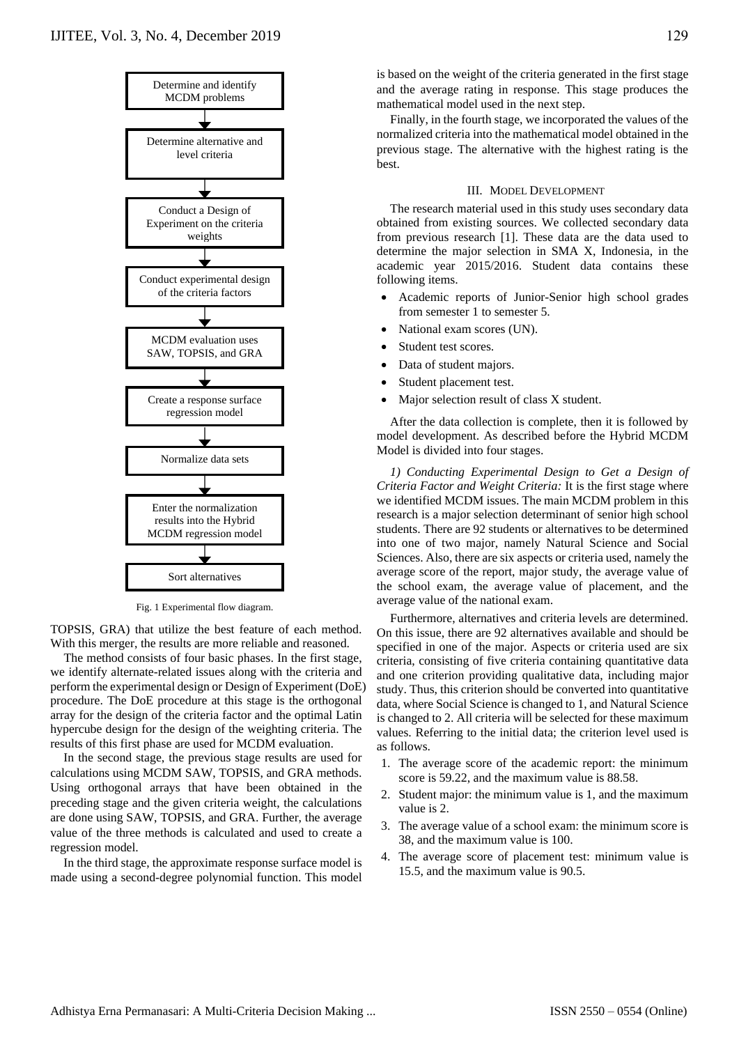Determine and identify MCDM problems

Determine alternative and level criteria

Conduct a Design of Experiment on the criteria weights

Conduct experimental design of the criteria factors

MCDM evaluation uses SAW, TOPSIS, and GRA

Create a response surface regression model

Normalize data sets

Enter the normalization results into the Hybrid MCDM regression model

Sort alternatives

Fig. 1 Experimental flow diagram.

TOPSIS, GRA) that utilize the best feature of each method. With this merger, the results are more reliable and reasoned.

The method consists of four basic phases. In the first stage, we identify alternate-related issues along with the criteria and perform the experimental design or Design of Experiment (DoE) procedure. The DoE procedure at this stage is the orthogonal array for the design of the criteria factor and the optimal Latin hypercube design for the design of the weighting criteria. The results of this first phase are used for MCDM evaluation.

In the second stage, the previous stage results are used for calculations using MCDM SAW, TOPSIS, and GRA methods. Using orthogonal arrays that have been obtained in the preceding stage and the given criteria weight, the calculations are done using SAW, TOPSIS, and GRA. Further, the average value of the three methods is calculated and used to create a regression model.

In the third stage, the approximate response surface model is made using a second-degree polynomial function. This model is based on the weight of the criteria generated in the first stage and the average rating in response. This stage produces the mathematical model used in the next step.

Finally, in the fourth stage, we incorporated the values of the normalized criteria into the mathematical model obtained in the previous stage. The alternative with the highest rating is the best.

## III. Model Development

The research material used in this study uses secondary data obtained from existing sources. We collected secondary data from previous research [1]. These data are the data used to determine the major selection in SMA X, Indonesia, in the academic year 2015/2016. Student data contains these following items.

- Academic reports of Junior-Senior high school grades from semester 1 to semester 5.
- National exam scores (UN).
- Student test scores.
- Data of student majors.
- Student placement test.
- Major selection result of class X student.

After the data collection is complete, then it is followed by model development. As described before the Hybrid MCDM Model is divided into four stages.

*1) Conducting Experimental Design to Get a Design of Criteria Factor and Weight Criteria:* It is the first stage where we identified MCDM issues. The main MCDM problem in this research is a major selection determinant of senior high school students. There are 92 students or alternatives to be determined into one of two major, namely Natural Science and Social Sciences. Also, there are six aspects or criteria used, namely the average score of the report, major study, the average value of the school exam, the average value of placement, and the average value of the national exam.

Furthermore, alternatives and criteria levels are determined. On this issue, there are 92 alternatives available and should be specified in one of the major. Aspects or criteria used are six criteria, consisting of five criteria containing quantitative data and one criterion providing qualitative data, including major study. Thus, this criterion should be converted into quantitative data, where Social Science is changed to 1, and Natural Science is changed to 2. All criteria will be selected for these maximum values. Referring to the initial data; the criterion level used is as follows.

1. The average score of the academic report: the minimum score is 59.22, and the maximum value is 88.58.
2. Student major: the minimum value is 1, and the maximum value is 2.
3. The average value of a school exam: the minimum score is 38, and the maximum value is 100.
4. The average score of placement test: minimum value is 15.5, and the maximum value is 90.5.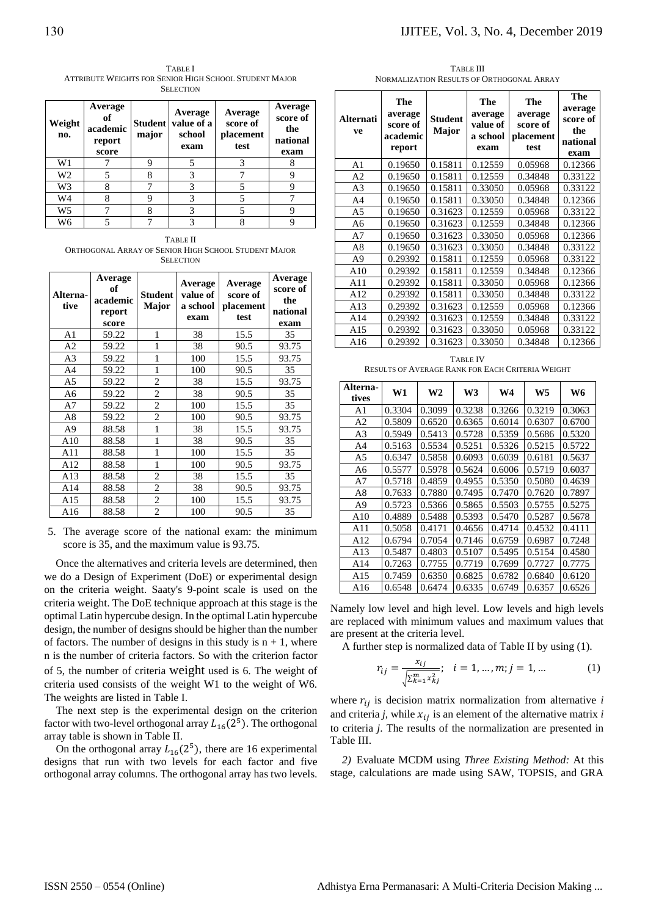TABLE I
ATTRIBUTE WEIGHTS FOR SENIOR HIGH SCHOOL STUDENT MAJOR SELECTION

| Weight no. | Average of academic report score | Student major | Average value of a school exam | Average score of placement test | Average score of the national exam |
|---|---|---|---|---|---|
| W1 | 7 | 9 | 5 | 3 | 8 |
| W2 | 5 | 8 | 3 | 7 | 9 |
| W3 | 8 | 7 | 3 | 5 | 9 |
| W4 | 8 | 9 | 3 | 5 | 7 |
| W5 | 7 | 8 | 3 | 5 | 9 |
| W6 | 5 | 7 | 3 | 8 | 9 |

TABLE II
ORTHOGONAL ARRAY OF SENIOR HIGH SCHOOL STUDENT MAJOR SELECTION

| Alternative | Average of academic report score | Student Major | Average value of a school exam | Average score of placement test | Average score of the national exam |
|---|---|---|---|---|---|
| A1 | 59.22 | 1 | 38 | 15.5 | 35 |
| A2 | 59.22 | 1 | 38 | 90.5 | 93.75 |
| A3 | 59.22 | 1 | 100 | 15.5 | 93.75 |
| A4 | 59.22 | 1 | 100 | 90.5 | 35 |
| A5 | 59.22 | 2 | 38 | 15.5 | 93.75 |
| A6 | 59.22 | 2 | 38 | 90.5 | 35 |
| A7 | 59.22 | 2 | 100 | 15.5 | 35 |
| A8 | 59.22 | 2 | 100 | 90.5 | 93.75 |
| A9 | 88.58 | 1 | 38 | 15.5 | 93.75 |
| A10 | 88.58 | 1 | 38 | 90.5 | 35 |
| A11 | 88.58 | 1 | 100 | 15.5 | 35 |
| A12 | 88.58 | 1 | 100 | 90.5 | 93.75 |
| A13 | 88.58 | 2 | 38 | 15.5 | 35 |
| A14 | 88.58 | 2 | 38 | 90.5 | 93.75 |
| A15 | 88.58 | 2 | 100 | 15.5 | 93.75 |
| A16 | 88.58 | 2 | 100 | 90.5 | 35 |

5. The average score of the national exam: the minimum score is 35, and the maximum value is 93.75.

Once the alternatives and criteria levels are determined, then we do a Design of Experiment (DoE) or experimental design on the criteria weight. Saaty's 9-point scale is used on the criteria weight. The DoE technique approach at this stage is the optimal Latin hypercube design. In the optimal Latin hypercube design, the number of designs should be higher than the number of factors. The number of designs in this study is n + 1, where n is the number of criteria factors. So with the criterion factor of 5, the number of criteria weight used is 6. The weight of criteria used consists of the weight W1 to the weight of W6. The weights are listed in Table I.

The next step is the experimental design on the criterion factor with two-level orthogonal array $L_{16}(2^5)$. The orthogonal array table is shown in Table II.

On the orthogonal array $L_{16}(2^5)$, there are 16 experimental designs that run with two levels for each factor and five orthogonal array columns. The orthogonal array has two levels. Namely low level and high level. Low levels and high levels are replaced with minimum values and maximum values that are present at the criteria level.

A further step is normalized data of Table II by using (1).

$$r_{ij} = \frac{x_{ij}}{\sqrt{\sum_{k=1}^{m} x_{kj}^2}}; \quad i = 1, \ldots, m; j = 1, \ldots \tag{1}$$

where $r_{ij}$ is decision matrix normalization from alternative *i* and criteria *j*, while $x_{ij}$ is an element of the alternative matrix *i* to criteria *j*. The results of the normalization are presented in Table III.

TABLE III
NORMALIZATION RESULTS OF ORTHOGONAL ARRAY

| Alternative | The average score of academic report | Student Major | The average value of a school exam | The average score of placement test | The average score of the national exam |
|---|---|---|---|---|---|
| A1 | 0.19650 | 0.15811 | 0.12559 | 0.05968 | 0.12366 |
| A2 | 0.19650 | 0.15811 | 0.12559 | 0.34848 | 0.33122 |
| A3 | 0.19650 | 0.15811 | 0.33050 | 0.05968 | 0.33122 |
| A4 | 0.19650 | 0.15811 | 0.33050 | 0.34848 | 0.12366 |
| A5 | 0.19650 | 0.31623 | 0.12559 | 0.05968 | 0.33122 |
| A6 | 0.19650 | 0.31623 | 0.12559 | 0.34848 | 0.12366 |
| A7 | 0.19650 | 0.31623 | 0.33050 | 0.05968 | 0.12366 |
| A8 | 0.19650 | 0.31623 | 0.33050 | 0.34848 | 0.33122 |
| A9 | 0.29392 | 0.15811 | 0.12559 | 0.05968 | 0.33122 |
| A10 | 0.29392 | 0.15811 | 0.12559 | 0.34848 | 0.12366 |
| A11 | 0.29392 | 0.15811 | 0.33050 | 0.05968 | 0.12366 |
| A12 | 0.29392 | 0.15811 | 0.33050 | 0.34848 | 0.33122 |
| A13 | 0.29392 | 0.31623 | 0.12559 | 0.05968 | 0.12366 |
| A14 | 0.29392 | 0.31623 | 0.12559 | 0.34848 | 0.33122 |
| A15 | 0.29392 | 0.31623 | 0.33050 | 0.05968 | 0.33122 |
| A16 | 0.29392 | 0.31623 | 0.33050 | 0.34848 | 0.12366 |

TABLE IV
RESULTS OF AVERAGE RANK FOR EACH CRITERIA WEIGHT

| Alternatives | W1 | W2 | W3 | W4 | W5 | W6 |
|---|---|---|---|---|---|---|
| A1 | 0.3304 | 0.3099 | 0.3238 | 0.3266 | 0.3219 | 0.3063 |
| A2 | 0.5809 | 0.6520 | 0.6365 | 0.6014 | 0.6307 | 0.6700 |
| A3 | 0.5949 | 0.5413 | 0.5728 | 0.5359 | 0.5686 | 0.5320 |
| A4 | 0.5163 | 0.5534 | 0.5251 | 0.5326 | 0.5215 | 0.5722 |
| A5 | 0.6347 | 0.5858 | 0.6093 | 0.6039 | 0.6181 | 0.5637 |
| A6 | 0.5577 | 0.5978 | 0.5624 | 0.6006 | 0.5719 | 0.6037 |
| A7 | 0.5718 | 0.4859 | 0.4955 | 0.5350 | 0.5080 | 0.4639 |
| A8 | 0.7633 | 0.7880 | 0.7495 | 0.7470 | 0.7620 | 0.7897 |
| A9 | 0.5723 | 0.5366 | 0.5865 | 0.5503 | 0.5755 | 0.5275 |
| A10 | 0.4889 | 0.5488 | 0.5393 | 0.5470 | 0.5287 | 0.5678 |
| A11 | 0.5058 | 0.4171 | 0.4656 | 0.4714 | 0.4532 | 0.4111 |
| A12 | 0.6794 | 0.7054 | 0.7146 | 0.6759 | 0.6987 | 0.7248 |
| A13 | 0.5487 | 0.4803 | 0.5107 | 0.5495 | 0.5154 | 0.4580 |
| A14 | 0.7263 | 0.7755 | 0.7719 | 0.7699 | 0.7727 | 0.7775 |
| A15 | 0.7459 | 0.6350 | 0.6825 | 0.6782 | 0.6840 | 0.6120 |
| A16 | 0.6548 | 0.6474 | 0.6335 | 0.6749 | 0.6357 | 0.6526 |

*2)* Evaluate MCDM using *Three Existing Method:* At this stage, calculations are made using SAW, TOPSIS, and GRA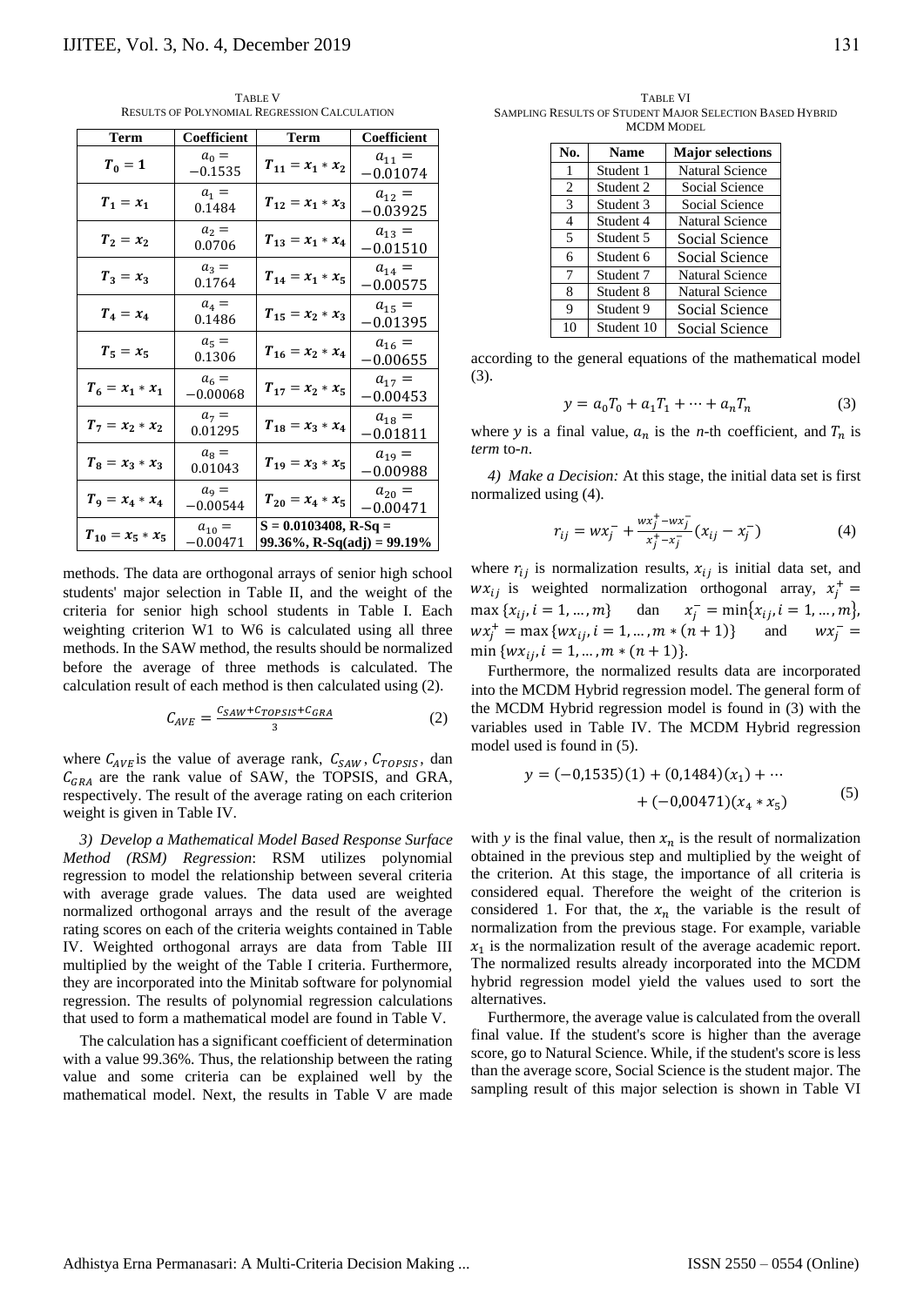TABLE V
RESULTS OF POLYNOMIAL REGRESSION CALCULATION

| Term | Coefficient | Term | Coefficient |
|---|---|---|---|
| $T_0 = 1$ | $a_0 = -0.1535$ | $T_{11} = x_1 * x_2$ | $a_{11} = -0.01074$ |
| $T_1 = x_1$ | $a_1 = 0.1484$ | $T_{12} = x_1 * x_3$ | $a_{12} = -0.03925$ |
| $T_2 = x_2$ | $a_2 = 0.0706$ | $T_{13} = x_1 * x_4$ | $a_{13} = -0.01510$ |
| $T_3 = x_3$ | $a_3 = 0.1764$ | $T_{14} = x_1 * x_5$ | $a_{14} = -0.00575$ |
| $T_4 = x_4$ | $a_4 = 0.1486$ | $T_{15} = x_2 * x_3$ | $a_{15} = -0.01395$ |
| $T_5 = x_5$ | $a_5 = 0.1306$ | $T_{16} = x_2 * x_4$ | $a_{16} = -0.00655$ |
| $T_6 = x_1 * x_1$ | $a_6 = -0.00068$ | $T_{17} = x_2 * x_5$ | $a_{17} = -0.00453$ |
| $T_7 = x_2 * x_2$ | $a_7 = 0.01295$ | $T_{18} = x_3 * x_4$ | $a_{18} = -0.01811$ |
| $T_8 = x_3 * x_3$ | $a_8 = 0.01043$ | $T_{19} = x_3 * x_5$ | $a_{19} = -0.00988$ |
| $T_9 = x_4 * x_4$ | $a_9 = -0.00544$ | $T_{20} = x_4 * x_5$ | $a_{20} = -0.00471$ |
| $T_{10} = x_5 * x_5$ | $a_{10} = -0.00471$ | **S = 0.0103408, R-Sq = 99.36%, R-Sq(adj) = 99.19%** | |

methods. The data are orthogonal arrays of senior high school students' major selection in Table II, and the weight of the criteria for senior high school students in Table I. Each weighting criterion W1 to W6 is calculated using all three methods. In the SAW method, the results should be normalized before the average of three methods is calculated. The calculation result of each method is then calculated using (2).

$$C_{AVE} = \frac{C_{SAW} + C_{TOPSIS} + C_{GRA}}{3} \tag{2}$$

where $C_{AVE}$ is the value of average rank, $C_{SAW}$, $C_{TOPSIS}$, dan $C_{GRA}$ are the rank value of SAW, the TOPSIS, and GRA, respectively. The result of the average rating on each criterion weight is given in Table IV.

*3) Develop a Mathematical Model Based Response Surface Method (RSM) Regression*: RSM utilizes polynomial regression to model the relationship between several criteria with average grade values. The data used are weighted normalized orthogonal arrays and the result of the average rating scores on each of the criteria weights contained in Table IV. Weighted orthogonal arrays are data from Table III multiplied by the weight of the Table I criteria. Furthermore, they are incorporated into the Minitab software for polynomial regression. The results of polynomial regression calculations that used to form a mathematical model are found in Table V.

The calculation has a significant coefficient of determination with a value 99.36%. Thus, the relationship between the rating value and some criteria can be explained well by the mathematical model. Next, the results in Table V are made according to the general equations of the mathematical model (3).

$$y = a_0 T_0 + a_1 T_1 + \cdots + a_n T_n \tag{3}$$

where $y$ is a final value, $a_n$ is the $n$-th coefficient, and $T_n$ is *term* to-$n$.

*4) Make a Decision:* At this stage, the initial data set is first normalized using (4).

$$r_{ij} = wx_j^- + \frac{wx_j^+ - wx_j^-}{x_j^+ - x_j^-}(x_{ij} - x_j^-) \tag{4}$$

where $r_{ij}$ is normalization results, $x_{ij}$ is initial data set, and $wx_{ij}$ is weighted normalization orthogonal array, $x_j^+ = \max\{x_{ij}, i = 1, \ldots, m\}$ dan $x_j^- = \min\{x_{ij}, i = 1, \ldots, m\}$, $wx_j^+ = \max\{wx_{ij}, i = 1, \ldots, m * (n+1)\}$ and $wx_j^- = \min\{wx_{ij}, i = 1, \ldots, m * (n+1)\}$.

Furthermore, the normalized results data are incorporated into the MCDM Hybrid regression model. The general form of the MCDM Hybrid regression model is found in (3) with the variables used in Table IV. The MCDM Hybrid regression model used is found in (5).

$$y = (-0{,}1535)(1) + (0{,}1484)(x_1) + \cdots + (-0{,}00471)(x_4 * x_5) \tag{5}$$

with $y$ is the final value, then $x_n$ is the result of normalization obtained in the previous step and multiplied by the weight of the criterion. At this stage, the importance of all criteria is considered equal. Therefore the weight of the criterion is considered 1. For that, the $x_n$ the variable is the result of normalization from the previous stage. For example, variable $x_1$ is the normalization result of the average academic report. The normalized results already incorporated into the MCDM hybrid regression model yield the values used to sort the alternatives.

Furthermore, the average value is calculated from the overall final value. If the student's score is higher than the average score, go to Natural Science. While, if the student's score is less than the average score, Social Science is the student major. The sampling result of this major selection is shown in Table VI

TABLE VI
SAMPLING RESULTS OF STUDENT MAJOR SELECTION BASED HYBRID MCDM MODEL

| No. | Name | Major selections |
|---|---|---|
| 1 | Student 1 | Natural Science |
| 2 | Student 2 | Social Science |
| 3 | Student 3 | Social Science |
| 4 | Student 4 | Natural Science |
| 5 | Student 5 | Social Science |
| 6 | Student 6 | Social Science |
| 7 | Student 7 | Natural Science |
| 8 | Student 8 | Natural Science |
| 9 | Student 9 | Social Science |
| 10 | Student 10 | Social Science |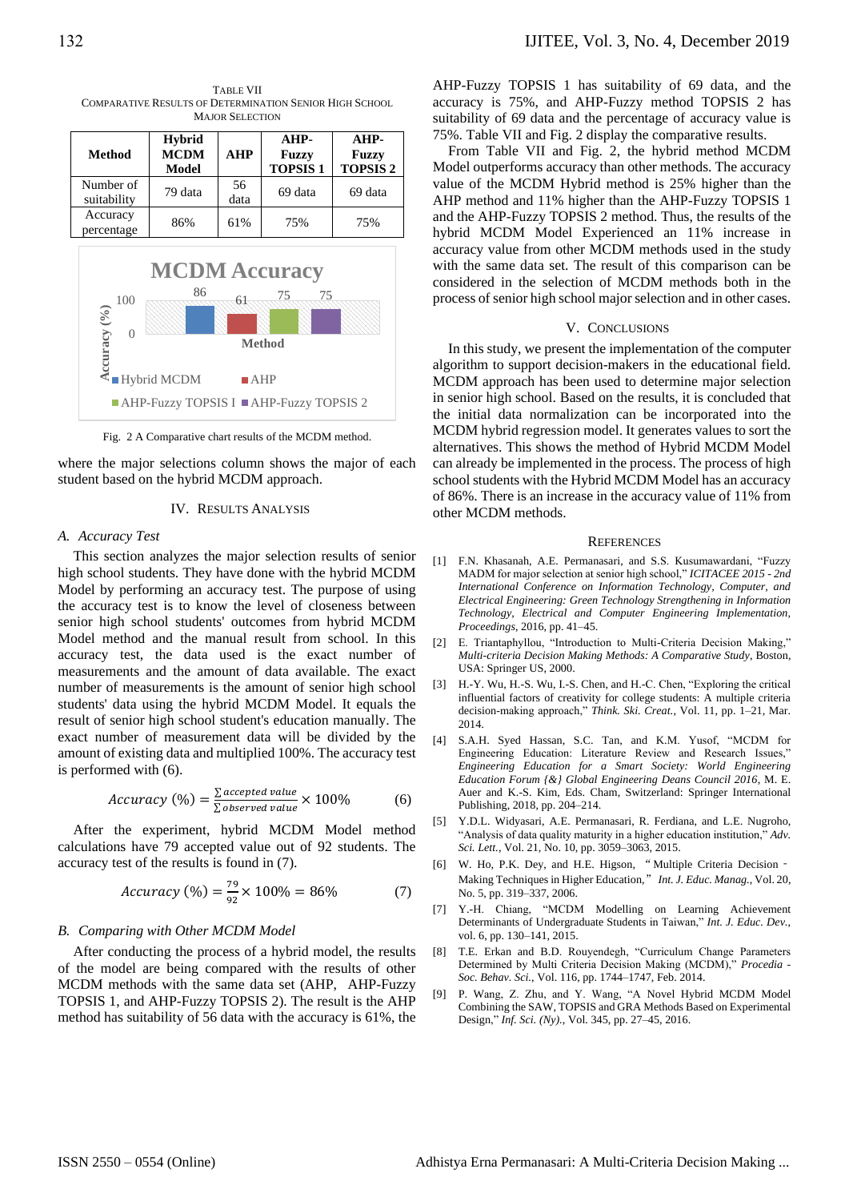TABLE VII
COMPARATIVE RESULTS OF DETERMINATION SENIOR HIGH SCHOOL MAJOR SELECTION

| Method | Hybrid MCDM Model | AHP | AHP-Fuzzy TOPSIS 1 | AHP-Fuzzy TOPSIS 2 |
|---|---|---|---|---|
| Number of suitability | 79 data | 56 data | 69 data | 69 data |
| Accuracy percentage | 86% | 61% | 75% | 75% |

MCDM Accuracy

Accuracy (%)

100

0

86

61

75

75

Method

Hybrid MCDM

AHP

AHP-Fuzzy TOPSIS I

AHP-Fuzzy TOPSIS 2

Fig. 2 A Comparative chart results of the MCDM method.

where the major selections column shows the major of each student based on the hybrid MCDM approach.

## IV. RESULTS ANALYSIS

### A. Accuracy Test

This section analyzes the major selection results of senior high school students. They have done with the hybrid MCDM Model by performing an accuracy test. The purpose of using the accuracy test is to know the level of closeness between senior high school students' outcomes from hybrid MCDM Model method and the manual result from school. In this accuracy test, the data used is the exact number of measurements and the amount of data available. The exact number of measurements is the amount of senior high school students' data using the hybrid MCDM Model. It equals the result of senior high school student's education manually. The exact number of measurement data will be divided by the amount of existing data and multiplied 100%. The accuracy test is performed with (6).

$$Accuracy\ (\%) = \frac{\sum accepted\ value}{\sum observed\ value} \times 100\% \quad (6)$$

After the experiment, hybrid MCDM Model method calculations have 79 accepted value out of 92 students. The accuracy test of the results is found in (7).

$$Accuracy\ (\%) = \frac{79}{92} \times 100\% = 86\% \quad (7)$$

### B. Comparing with Other MCDM Model

After conducting the process of a hybrid model, the results of the model are being compared with the results of other MCDM methods with the same data set (AHP, AHP-Fuzzy TOPSIS 1, and AHP-Fuzzy TOPSIS 2). The result is the AHP method has suitability of 56 data with the accuracy is 61%, the AHP-Fuzzy TOPSIS 1 has suitability of 69 data, and the accuracy is 75%, and AHP-Fuzzy method TOPSIS 2 has suitability of 69 data and the percentage of accuracy value is 75%. Table VII and Fig. 2 display the comparative results.

From Table VII and Fig. 2, the hybrid method MCDM Model outperforms accuracy than other methods. The accuracy value of the MCDM Hybrid method is 25% higher than the AHP method and 11% higher than the AHP-Fuzzy TOPSIS 1 and the AHP-Fuzzy TOPSIS 2 method. Thus, the results of the hybrid MCDM Model Experienced an 11% increase in accuracy value from other MCDM methods used in this study with the same data set. The result of this comparison can be considered in the selection of MCDM methods both in the process of senior high school major selection and in other cases.

## V. CONCLUSIONS

In this study, we present the implementation of the computer algorithm to support decision-makers in the educational field. MCDM approach has been used to determine major selection in senior high school. Based on the results, it is concluded that the initial data normalization can be incorporated into the MCDM hybrid regression model. It generates values to sort the alternatives. This shows the method of Hybrid MCDM Model can already be implemented in the process. The process of high school students with the Hybrid MCDM Model has an accuracy of 86%. There is an increase in the accuracy value of 11% from other MCDM methods.

## REFERENCES

[1] F.N. Khasanah, A.E. Permanasari, and S.S. Kusumawardani, "Fuzzy MADM for major selection at senior high school," *ICITACEE 2015 - 2nd International Conference on Information Technology, Computer, and Electrical Engineering: Green Technology Strengthening in Information Technology, Electrical and Computer Engineering Implementation, Proceedings*, 2016, pp. 41–45.

[2] E. Triantaphyllou, "Introduction to Multi-Criteria Decision Making," *Multi-criteria Decision Making Methods: A Comparative Study*, Boston, USA: Springer US, 2000.

[3] H.-Y. Wu, H.-S. Wu, I.-S. Chen, and H.-C. Chen, "Exploring the critical influential factors of creativity for college students: A multiple criteria decision-making approach," *Think. Ski. Creat.*, Vol. 11, pp. 1–21, Mar. 2014.

[4] S.A.H. Syed Hassan, S.C. Tan, and K.M. Yusof, "MCDM for Engineering Education: Literature Review and Research Issues," *Engineering Education for a Smart Society: World Engineering Education Forum {&} Global Engineering Deans Council 2016*, M. E. Auer and K.-S. Kim, Eds. Cham, Switzerland: Springer International Publishing, 2018, pp. 204–214.

[5] Y.D.L. Widyasari, A.E. Permanasari, R. Ferdiana, and L.E. Nugroho, "Analysis of data quality maturity in a higher education institution," *Adv. Sci. Lett.*, Vol. 21, No. 10, pp. 3059–3063, 2015.

[6] W. Ho, P.K. Dey, and H.E. Higson, "Multiple Criteria Decision - Making Techniques in Higher Education," *Int. J. Educ. Manag.*, Vol. 20, No. 5, pp. 319–337, 2006.

[7] Y.-H. Chiang, "MCDM Modelling on Learning Achievement Determinants of Undergraduate Students in Taiwan," *Int. J. Educ. Dev.*, vol. 6, pp. 130–141, 2015.

[8] T.E. Erkan and B.D. Rouyendegh, "Curriculum Change Parameters Determined by Multi Criteria Decision Making (MCDM)," *Procedia - Soc. Behav. Sci.*, Vol. 116, pp. 1744–1747, Feb. 2014.

[9] P. Wang, Z. Zhu, and Y. Wang, "A Novel Hybrid MCDM Model Combining the SAW, TOPSIS and GRA Methods Based on Experimental Design," *Inf. Sci. (Ny).*, Vol. 345, pp. 27–45, 2016.